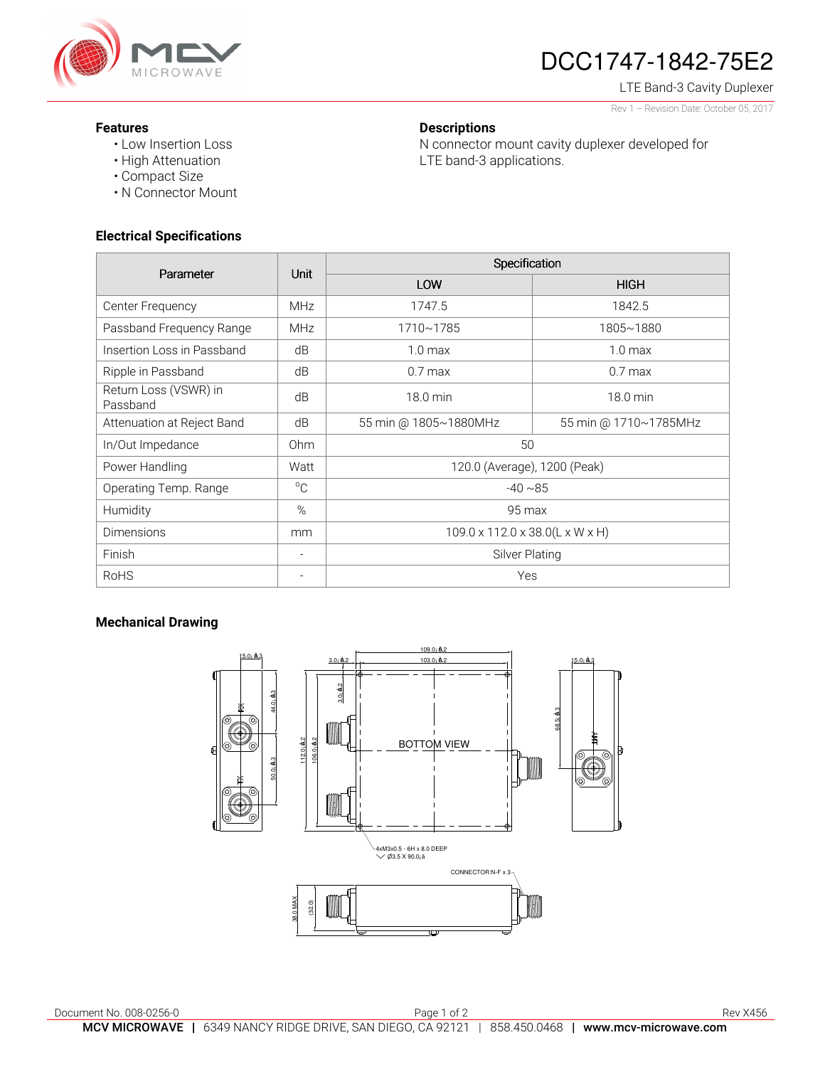# DCC1747-1842-75E2

LTE Band-3 Cavity Duplexer

Rev 1 – Revision Date: October 05, 2017

### Features

- Low Insertion Loss
- High Attenuation
- Compact Size
- N Connector Mount

### Descriptions

N connector mount cavity duplexer developed for LTE band-3 applications.

### Electrical Specifications

| Parameter | Unit | Specification | |
|---|---|---|---|
| | | LOW | HIGH |
| Center Frequency | MHz | 1747.5 | 1842.5 |
| Passband Frequency Range | MHz | 1710~1785 | 1805~1880 |
| Insertion Loss in Passband | dB | 1.0 max | 1.0 max |
| Ripple in Passband | dB | 0.7 max | 0.7 max |
| Return Loss (VSWR) in Passband | dB | 18.0 min | 18.0 min |
| Attenuation at Reject Band | dB | 55 min @ 1805~1880MHz | 55 min @ 1710~1785MHz |
| In/Out Impedance | Ohm | 50 | |
| Power Handling | Watt | 120.0 (Average), 1200 (Peak) | |
| Operating Temp. Range | °C | -40 ~85 | |
| Humidity | % | 95 max | |
| Dimensions | mm | 109.0 x 112.0 x 38.0(L x W x H) | |
| Finish | - | Silver Plating | |
| RoHS | - | Yes | |

### Mechanical Drawing

Document No. 008-0256-0

Rev X456

**MCV MICROWAVE** | 6349 NANCY RIDGE DRIVE, SAN DIEGO, CA 92121 | 858.450.0468 | **www.mcv-microwave.com**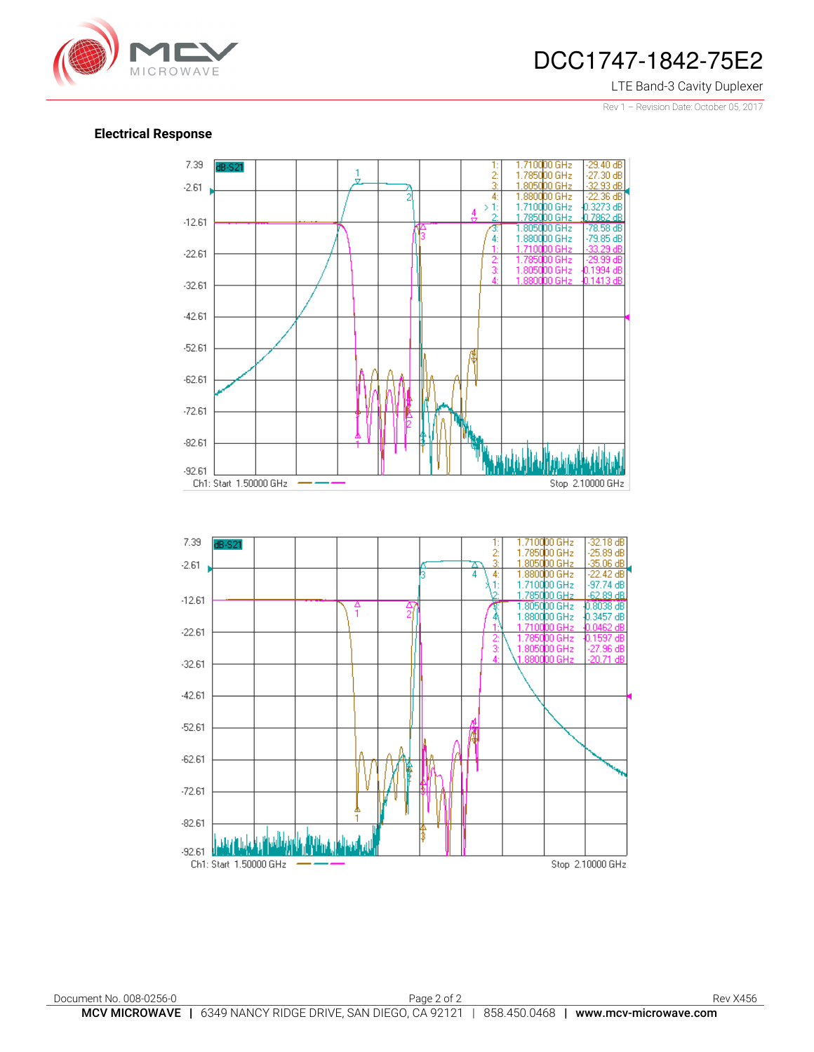### Electrical Response

dB-S21

7.39
-2.61
-12.61
-22.61
-32.61
-42.61
-52.61
-62.61
-72.61
-82.61
-92.61

1: 1.710000 GHz -29.40 dB
2: 1.785000 GHz -27.30 dB
3: 1.805000 GHz -32.93 dB
4: 1.880000 GHz -22.36 dB
> 1: 1.710000 GHz -0.3273 dB
2: 1.785000 GHz -0.7862 dB
3: 1.805000 GHz -78.58 dB
4: 1.880000 GHz -79.85 dB
1: 1.710000 GHz -33.29 dB
2: 1.785000 GHz -29.99 dB
3: 1.805000 GHz -0.1994 dB
4: 1.880000 GHz -0.1413 dB

Ch1: Start 1.50000 GHz
Stop 2.10000 GHz

dB-S21

7.39
-2.61
-12.61
-22.61
-32.61
-42.61
-52.61
-62.61
-72.61
-82.61
-92.61

1: 1.710000 GHz -32.18 dB
2: 1.785000 GHz -25.89 dB
3: 1.805000 GHz -35.06 dB
4: 1.880000 GHz -22.42 dB
> 1: 1.710000 GHz -97.74 dB
2: 1.785000 GHz -62.89 dB
3: 1.805000 GHz -0.8038 dB
4: 1.880000 GHz -0.3457 dB
1: 1.710000 GHz -0.0462 dB
2: 1.785000 GHz -0.1597 dB
3: 1.805000 GHz -27.96 dB
4: 1.880000 GHz -20.71 dB

Ch1: Start 1.50000 GHz
Stop 2.10000 GHz